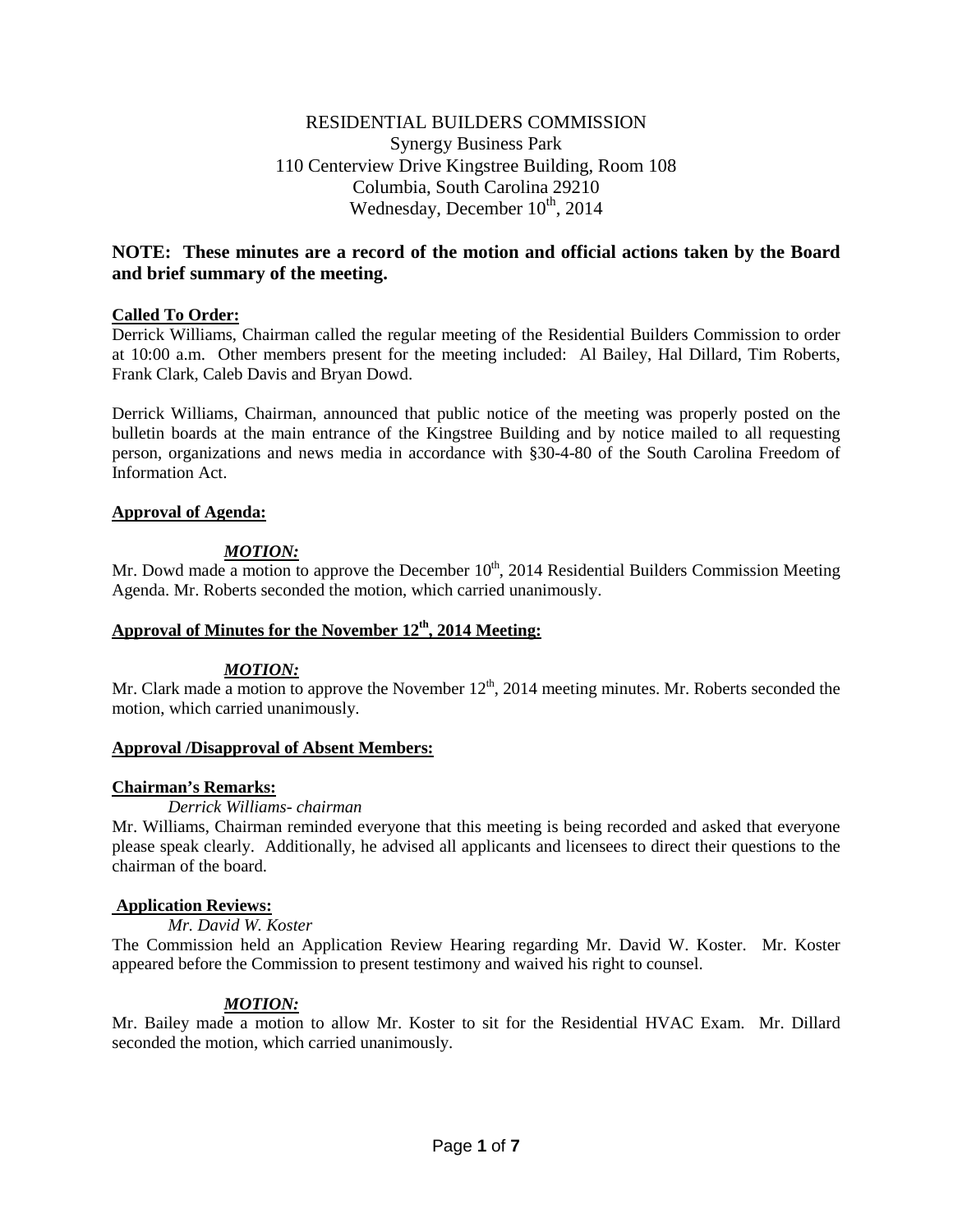# RESIDENTIAL BUILDERS COMMISSION

Synergy Business Park
110 Centerview Drive Kingstree Building, Room 108
Columbia, South Carolina 29210
Wednesday, December 10th, 2014

**NOTE: These minutes are a record of the motion and official actions taken by the Board and brief summary of the meeting.**

**Called To Order:**

Derrick Williams, Chairman called the regular meeting of the Residential Builders Commission to order at 10:00 a.m. Other members present for the meeting included: Al Bailey, Hal Dillard, Tim Roberts, Frank Clark, Caleb Davis and Bryan Dowd.

Derrick Williams, Chairman, announced that public notice of the meeting was properly posted on the bulletin boards at the main entrance of the Kingstree Building and by notice mailed to all requesting person, organizations and news media in accordance with §30-4-80 of the South Carolina Freedom of Information Act.

**Approval of Agenda:**

***MOTION:***

Mr. Dowd made a motion to approve the December 10th, 2014 Residential Builders Commission Meeting Agenda. Mr. Roberts seconded the motion, which carried unanimously.

**Approval of Minutes for the November 12th, 2014 Meeting:**

***MOTION:***

Mr. Clark made a motion to approve the November 12th, 2014 meeting minutes. Mr. Roberts seconded the motion, which carried unanimously.

**Approval /Disapproval of Absent Members:**

**Chairman's Remarks:**

*Derrick Williams- chairman*

Mr. Williams, Chairman reminded everyone that this meeting is being recorded and asked that everyone please speak clearly. Additionally, he advised all applicants and licensees to direct their questions to the chairman of the board.

**Application Reviews:**

*Mr. David W. Koster*

The Commission held an Application Review Hearing regarding Mr. David W. Koster. Mr. Koster appeared before the Commission to present testimony and waived his right to counsel.

***MOTION:***

Mr. Bailey made a motion to allow Mr. Koster to sit for the Residential HVAC Exam. Mr. Dillard seconded the motion, which carried unanimously.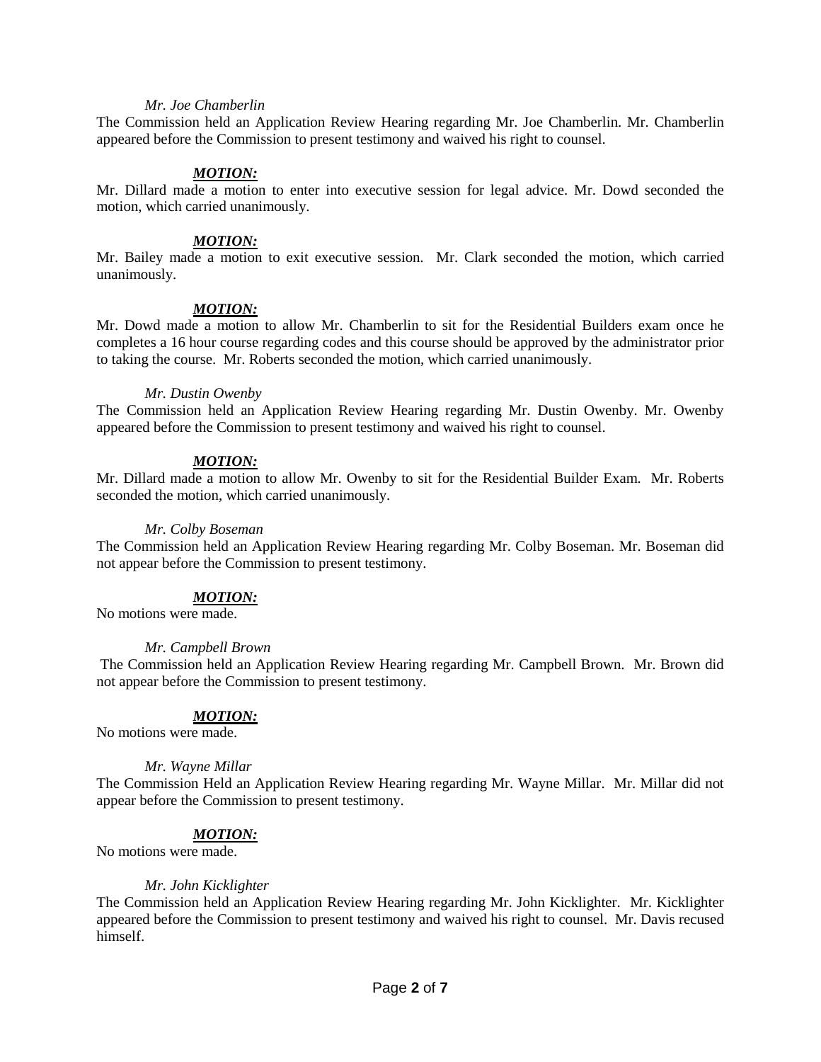*Mr. Joe Chamberlin*

The Commission held an Application Review Hearing regarding Mr. Joe Chamberlin. Mr. Chamberlin appeared before the Commission to present testimony and waived his right to counsel.

***MOTION:***

Mr. Dillard made a motion to enter into executive session for legal advice. Mr. Dowd seconded the motion, which carried unanimously.

***MOTION:***

Mr. Bailey made a motion to exit executive session. Mr. Clark seconded the motion, which carried unanimously.

***MOTION:***

Mr. Dowd made a motion to allow Mr. Chamberlin to sit for the Residential Builders exam once he completes a 16 hour course regarding codes and this course should be approved by the administrator prior to taking the course. Mr. Roberts seconded the motion, which carried unanimously.

*Mr. Dustin Owenby*

The Commission held an Application Review Hearing regarding Mr. Dustin Owenby. Mr. Owenby appeared before the Commission to present testimony and waived his right to counsel.

***MOTION:***

Mr. Dillard made a motion to allow Mr. Owenby to sit for the Residential Builder Exam. Mr. Roberts seconded the motion, which carried unanimously.

*Mr. Colby Boseman*

The Commission held an Application Review Hearing regarding Mr. Colby Boseman. Mr. Boseman did not appear before the Commission to present testimony.

***MOTION:***

No motions were made.

*Mr. Campbell Brown*

The Commission held an Application Review Hearing regarding Mr. Campbell Brown. Mr. Brown did not appear before the Commission to present testimony.

***MOTION:***

No motions were made.

*Mr. Wayne Millar*

The Commission Held an Application Review Hearing regarding Mr. Wayne Millar. Mr. Millar did not appear before the Commission to present testimony.

***MOTION:***

No motions were made.

*Mr. John Kicklighter*

The Commission held an Application Review Hearing regarding Mr. John Kicklighter. Mr. Kicklighter appeared before the Commission to present testimony and waived his right to counsel. Mr. Davis recused himself.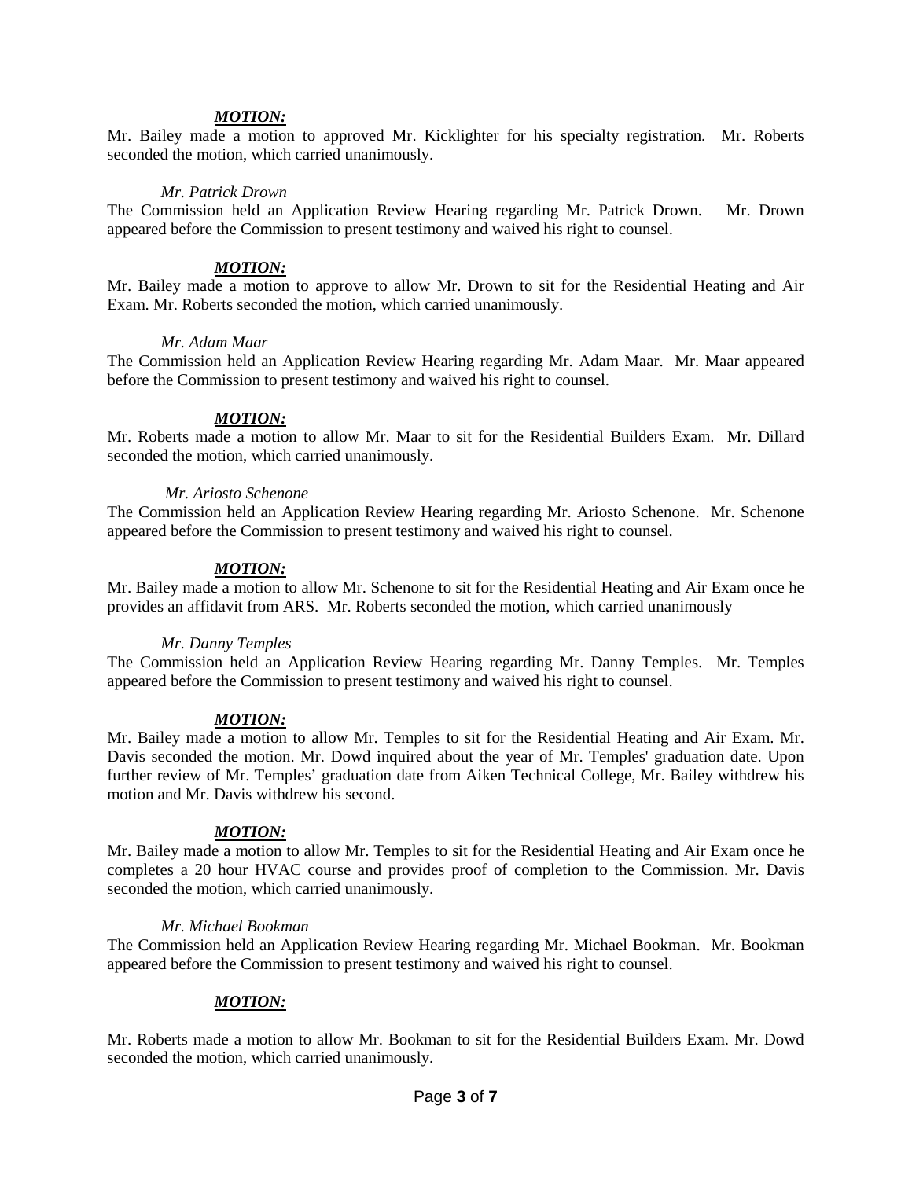***MOTION:***

Mr. Bailey made a motion to approved Mr. Kicklighter for his specialty registration. Mr. Roberts seconded the motion, which carried unanimously.

*Mr. Patrick Drown*

The Commission held an Application Review Hearing regarding Mr. Patrick Drown. Mr. Drown appeared before the Commission to present testimony and waived his right to counsel.

***MOTION:***

Mr. Bailey made a motion to approve to allow Mr. Drown to sit for the Residential Heating and Air Exam. Mr. Roberts seconded the motion, which carried unanimously.

*Mr. Adam Maar*

The Commission held an Application Review Hearing regarding Mr. Adam Maar. Mr. Maar appeared before the Commission to present testimony and waived his right to counsel.

***MOTION:***

Mr. Roberts made a motion to allow Mr. Maar to sit for the Residential Builders Exam. Mr. Dillard seconded the motion, which carried unanimously.

*Mr. Ariosto Schenone*

The Commission held an Application Review Hearing regarding Mr. Ariosto Schenone. Mr. Schenone appeared before the Commission to present testimony and waived his right to counsel.

***MOTION:***

Mr. Bailey made a motion to allow Mr. Schenone to sit for the Residential Heating and Air Exam once he provides an affidavit from ARS. Mr. Roberts seconded the motion, which carried unanimously

*Mr. Danny Temples*

The Commission held an Application Review Hearing regarding Mr. Danny Temples. Mr. Temples appeared before the Commission to present testimony and waived his right to counsel.

***MOTION:***

Mr. Bailey made a motion to allow Mr. Temples to sit for the Residential Heating and Air Exam. Mr. Davis seconded the motion. Mr. Dowd inquired about the year of Mr. Temples' graduation date. Upon further review of Mr. Temples' graduation date from Aiken Technical College, Mr. Bailey withdrew his motion and Mr. Davis withdrew his second.

***MOTION:***

Mr. Bailey made a motion to allow Mr. Temples to sit for the Residential Heating and Air Exam once he completes a 20 hour HVAC course and provides proof of completion to the Commission. Mr. Davis seconded the motion, which carried unanimously.

*Mr. Michael Bookman*

The Commission held an Application Review Hearing regarding Mr. Michael Bookman. Mr. Bookman appeared before the Commission to present testimony and waived his right to counsel.

***MOTION:***

Mr. Roberts made a motion to allow Mr. Bookman to sit for the Residential Builders Exam. Mr. Dowd seconded the motion, which carried unanimously.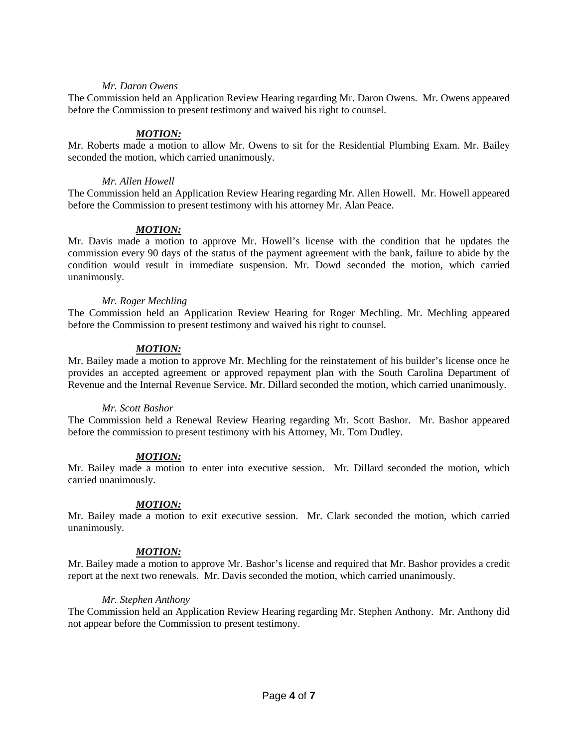*Mr. Daron Owens*

The Commission held an Application Review Hearing regarding Mr. Daron Owens. Mr. Owens appeared before the Commission to present testimony and waived his right to counsel.

***MOTION:***

Mr. Roberts made a motion to allow Mr. Owens to sit for the Residential Plumbing Exam. Mr. Bailey seconded the motion, which carried unanimously.

*Mr. Allen Howell*

The Commission held an Application Review Hearing regarding Mr. Allen Howell. Mr. Howell appeared before the Commission to present testimony with his attorney Mr. Alan Peace.

***MOTION:***

Mr. Davis made a motion to approve Mr. Howell's license with the condition that he updates the commission every 90 days of the status of the payment agreement with the bank, failure to abide by the condition would result in immediate suspension. Mr. Dowd seconded the motion, which carried unanimously.

*Mr. Roger Mechling*

The Commission held an Application Review Hearing for Roger Mechling. Mr. Mechling appeared before the Commission to present testimony and waived his right to counsel.

***MOTION:***

Mr. Bailey made a motion to approve Mr. Mechling for the reinstatement of his builder's license once he provides an accepted agreement or approved repayment plan with the South Carolina Department of Revenue and the Internal Revenue Service. Mr. Dillard seconded the motion, which carried unanimously.

*Mr. Scott Bashor*

The Commission held a Renewal Review Hearing regarding Mr. Scott Bashor. Mr. Bashor appeared before the commission to present testimony with his Attorney, Mr. Tom Dudley.

***MOTION:***

Mr. Bailey made a motion to enter into executive session. Mr. Dillard seconded the motion, which carried unanimously.

***MOTION:***

Mr. Bailey made a motion to exit executive session. Mr. Clark seconded the motion, which carried unanimously.

***MOTION:***

Mr. Bailey made a motion to approve Mr. Bashor's license and required that Mr. Bashor provides a credit report at the next two renewals. Mr. Davis seconded the motion, which carried unanimously.

*Mr. Stephen Anthony*

The Commission held an Application Review Hearing regarding Mr. Stephen Anthony. Mr. Anthony did not appear before the Commission to present testimony.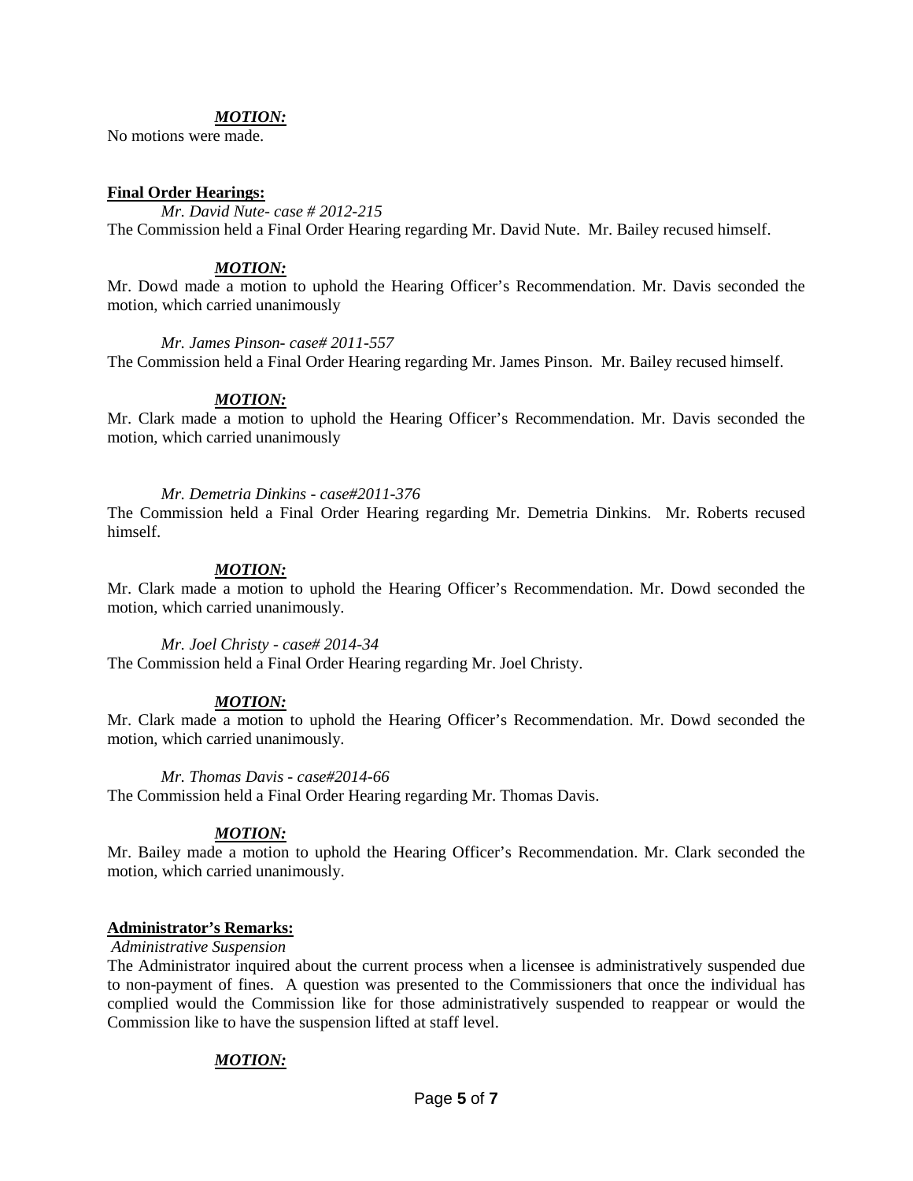***MOTION:***

No motions were made.

**Final Order Hearings:**

*Mr. David Nute- case # 2012-215*

The Commission held a Final Order Hearing regarding Mr. David Nute. Mr. Bailey recused himself.

***MOTION:***

Mr. Dowd made a motion to uphold the Hearing Officer's Recommendation. Mr. Davis seconded the motion, which carried unanimously

*Mr. James Pinson- case# 2011-557*

The Commission held a Final Order Hearing regarding Mr. James Pinson. Mr. Bailey recused himself.

***MOTION:***

Mr. Clark made a motion to uphold the Hearing Officer's Recommendation. Mr. Davis seconded the motion, which carried unanimously

*Mr. Demetria Dinkins - case#2011-376*

The Commission held a Final Order Hearing regarding Mr. Demetria Dinkins. Mr. Roberts recused himself.

***MOTION:***

Mr. Clark made a motion to uphold the Hearing Officer's Recommendation. Mr. Dowd seconded the motion, which carried unanimously.

*Mr. Joel Christy - case# 2014-34*

The Commission held a Final Order Hearing regarding Mr. Joel Christy.

***MOTION:***

Mr. Clark made a motion to uphold the Hearing Officer's Recommendation. Mr. Dowd seconded the motion, which carried unanimously.

*Mr. Thomas Davis - case#2014-66*

The Commission held a Final Order Hearing regarding Mr. Thomas Davis.

***MOTION:***

Mr. Bailey made a motion to uphold the Hearing Officer's Recommendation. Mr. Clark seconded the motion, which carried unanimously.

**Administrator's Remarks:**

*Administrative Suspension*

The Administrator inquired about the current process when a licensee is administratively suspended due to non-payment of fines. A question was presented to the Commissioners that once the individual has complied would the Commission like for those administratively suspended to reappear or would the Commission like to have the suspension lifted at staff level.

***MOTION:***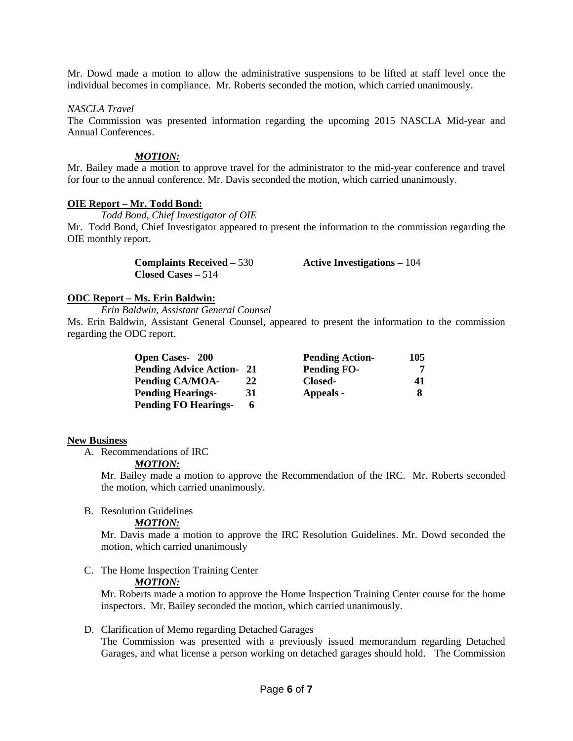Mr. Dowd made a motion to allow the administrative suspensions to be lifted at staff level once the individual becomes in compliance. Mr. Roberts seconded the motion, which carried unanimously.

*NASCLA Travel*

The Commission was presented information regarding the upcoming 2015 NASCLA Mid-year and Annual Conferences.

***MOTION:***

Mr. Bailey made a motion to approve travel for the administrator to the mid-year conference and travel for four to the annual conference. Mr. Davis seconded the motion, which carried unanimously.

**OIE Report – Mr. Todd Bond:**

*Todd Bond, Chief Investigator of OIE*

Mr. Todd Bond, Chief Investigator appeared to present the information to the commission regarding the OIE monthly report.

| | |
|---|---|
| **Complaints Received –** 530 | **Active Investigations –** 104 |
| **Closed Cases –** 514 | |

**ODC Report – Ms. Erin Baldwin:**

*Erin Baldwin, Assistant General Counsel*

Ms. Erin Baldwin, Assistant General Counsel, appeared to present the information to the commission regarding the ODC report.

| | | | |
|---|---|---|---|
| **Open Cases-** | **200** | **Pending Action-** | **105** |
| **Pending Advice Action-** | **21** | **Pending FO-** | **7** |
| **Pending CA/MOA-** | **22** | **Closed-** | **41** |
| **Pending Hearings-** | **31** | **Appeals -** | **8** |
| **Pending FO Hearings-** | **6** | | |

**New Business**

A. Recommendations of IRC

***MOTION:***

Mr. Bailey made a motion to approve the Recommendation of the IRC. Mr. Roberts seconded the motion, which carried unanimously.

B. Resolution Guidelines

***MOTION:***

Mr. Davis made a motion to approve the IRC Resolution Guidelines. Mr. Dowd seconded the motion, which carried unanimously

C. The Home Inspection Training Center

***MOTION:***

Mr. Roberts made a motion to approve the Home Inspection Training Center course for the home inspectors. Mr. Bailey seconded the motion, which carried unanimously.

D. Clarification of Memo regarding Detached Garages

The Commission was presented with a previously issued memorandum regarding Detached Garages, and what license a person working on detached garages should hold. The Commission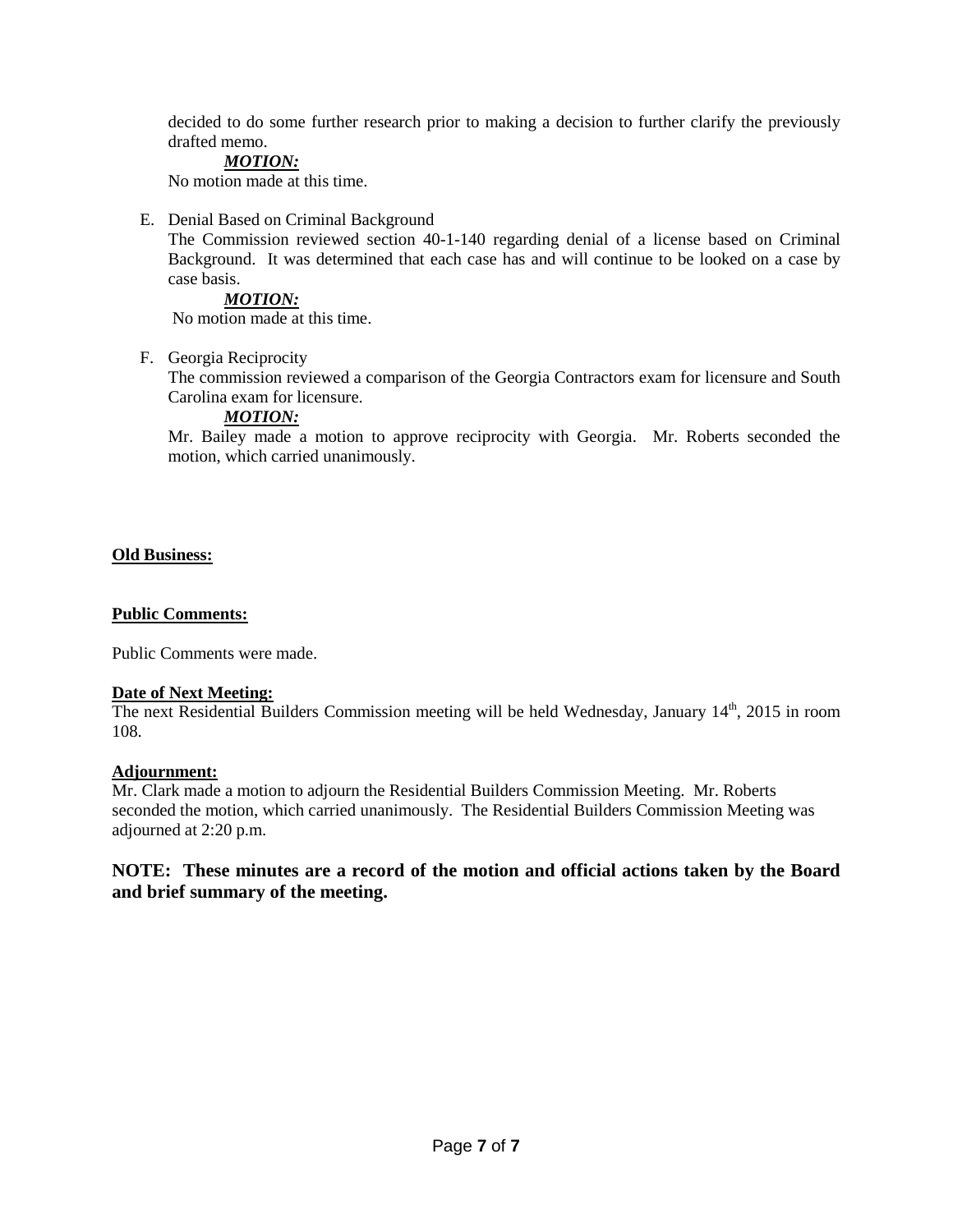decided to do some further research prior to making a decision to further clarify the previously drafted memo.

***MOTION:***

No motion made at this time.

E. Denial Based on Criminal Background

The Commission reviewed section 40-1-140 regarding denial of a license based on Criminal Background. It was determined that each case has and will continue to be looked on a case by case basis.

***MOTION:***

No motion made at this time.

F. Georgia Reciprocity

The commission reviewed a comparison of the Georgia Contractors exam for licensure and South Carolina exam for licensure.

***MOTION:***

Mr. Bailey made a motion to approve reciprocity with Georgia. Mr. Roberts seconded the motion, which carried unanimously.

**Old Business:**

**Public Comments:**

Public Comments were made.

**Date of Next Meeting:**

The next Residential Builders Commission meeting will be held Wednesday, January 14th, 2015 in room 108.

**Adjournment:**

Mr. Clark made a motion to adjourn the Residential Builders Commission Meeting. Mr. Roberts seconded the motion, which carried unanimously. The Residential Builders Commission Meeting was adjourned at 2:20 p.m.

**NOTE: These minutes are a record of the motion and official actions taken by the Board and brief summary of the meeting.**